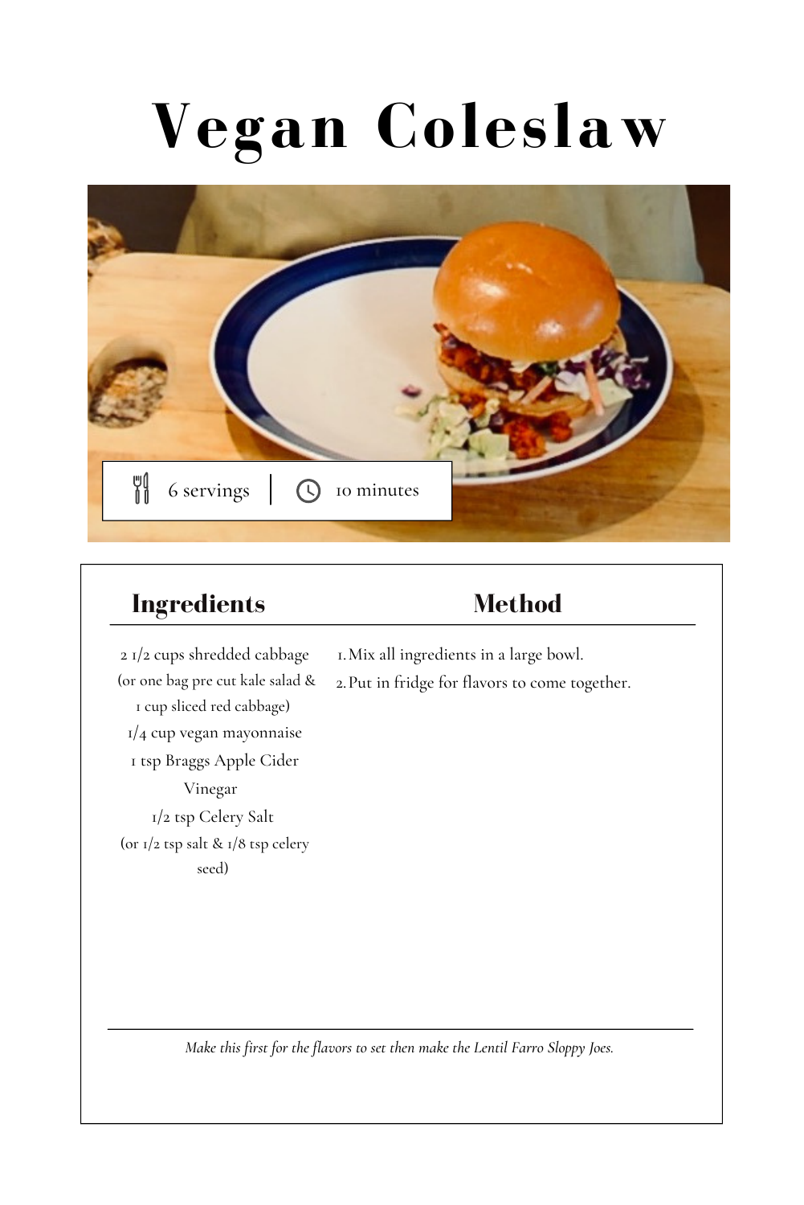# Vegan Coleslaw

6 servings | 10 minutes

## Ingredients

2 1/2 cups shredded cabbage
(or one bag pre cut kale salad & 1 cup sliced red cabbage)
1/4 cup vegan mayonnaise
1 tsp Braggs Apple Cider Vinegar
1/2 tsp Celery Salt
(or 1/2 tsp salt & 1/8 tsp celery seed)

## Method

1. Mix all ingredients in a large bowl.
2. Put in fridge for flavors to come together.

*Make this first for the flavors to set then make the Lentil Farro Sloppy Joes.*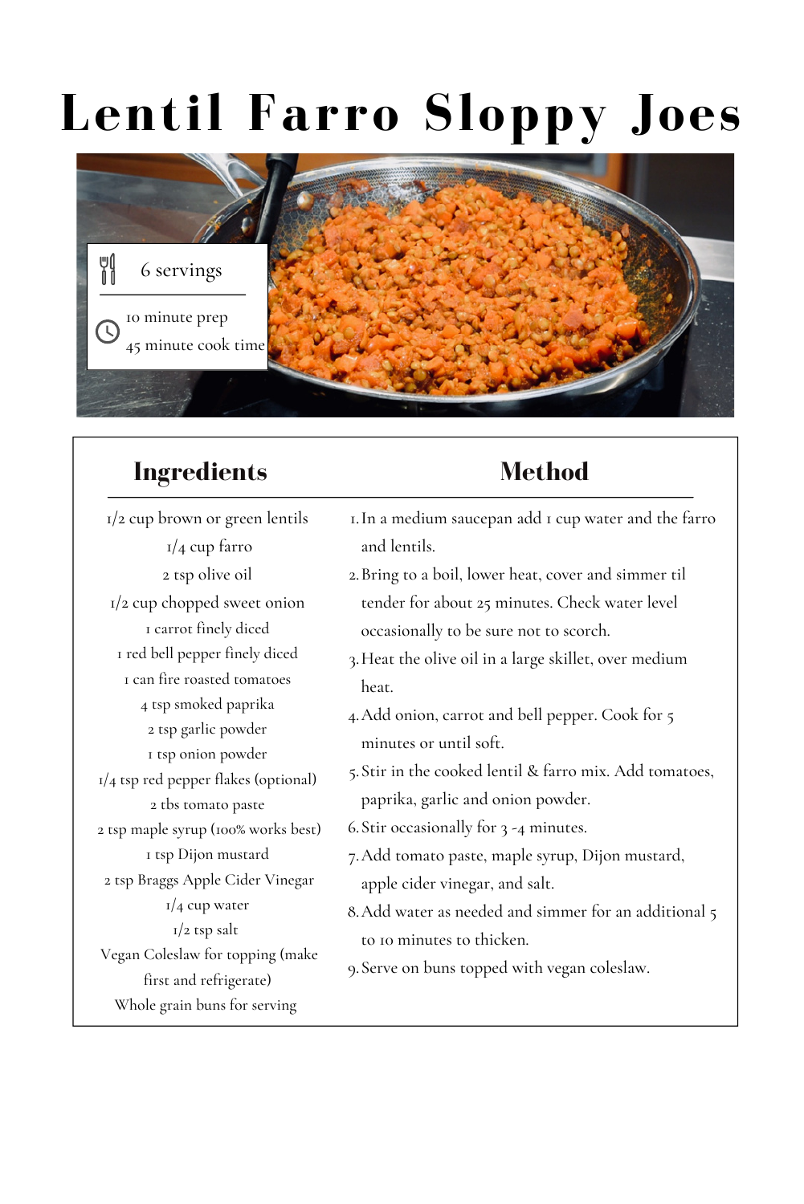# Lentil Farro Sloppy Joes

6 servings

10 minute prep

45 minute cook time

## Ingredients

- 1/2 cup brown or green lentils
- 1/4 cup farro
- 2 tsp olive oil
- 1/2 cup chopped sweet onion
- 1 carrot finely diced
- 1 red bell pepper finely diced
- 1 can fire roasted tomatoes
- 4 tsp smoked paprika
- 2 tsp garlic powder
- 1 tsp onion powder
- 1/4 tsp red pepper flakes (optional)
- 2 tbs tomato paste
- 2 tsp maple syrup (100% works best)
- 1 tsp Dijon mustard
- 2 tsp Braggs Apple Cider Vinegar
- 1/4 cup water
- 1/2 tsp salt
- Vegan Coleslaw for topping (make first and refrigerate)
- Whole grain buns for serving

## Method

1. In a medium saucepan add 1 cup water and the farro and lentils.
2. Bring to a boil, lower heat, cover and simmer til tender for about 25 minutes. Check water level occasionally to be sure not to scorch.
3. Heat the olive oil in a large skillet, over medium heat.
4. Add onion, carrot and bell pepper. Cook for 5 minutes or until soft.
5. Stir in the cooked lentil & farro mix. Add tomatoes, paprika, garlic and onion powder.
6. Stir occasionally for 3 -4 minutes.
7. Add tomato paste, maple syrup, Dijon mustard, apple cider vinegar, and salt.
8. Add water as needed and simmer for an additional 5 to 10 minutes to thicken.
9. Serve on buns topped with vegan coleslaw.